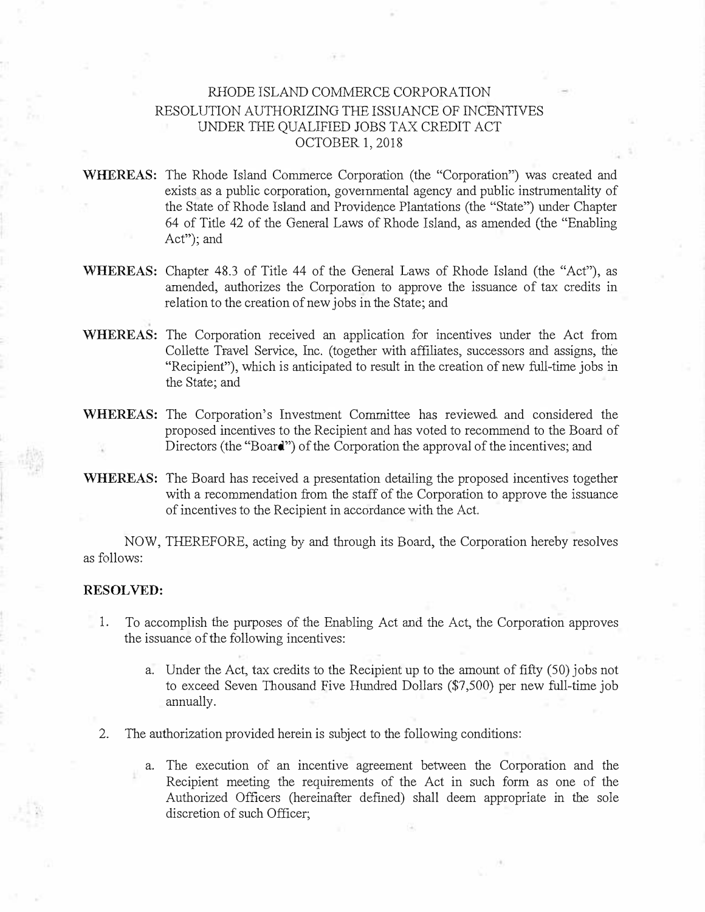# RHODE ISLAND COMMERCE CORPORATION
## RESOLUTION AUTHORIZING THE ISSUANCE OF INCENTIVES UNDER THE QUALIFIED JOBS TAX CREDIT ACT
## OCTOBER 1, 2018

**WHEREAS:** The Rhode Island Commerce Corporation (the "Corporation") was created and exists as a public corporation, governmental agency and public instrumentality of the State of Rhode Island and Providence Plantations (the "State") under Chapter 64 of Title 42 of the General Laws of Rhode Island, as amended (the "Enabling Act"); and

**WHEREAS:** Chapter 48.3 of Title 44 of the General Laws of Rhode Island (the "Act"), as amended, authorizes the Corporation to approve the issuance of tax credits in relation to the creation of new jobs in the State; and

**WHEREAS:** The Corporation received an application for incentives under the Act from Collette Travel Service, Inc. (together with affiliates, successors and assigns, the "Recipient"), which is anticipated to result in the creation of new full-time jobs in the State; and

**WHEREAS:** The Corporation's Investment Committee has reviewed and considered the proposed incentives to the Recipient and has voted to recommend to the Board of Directors (the "Board") of the Corporation the approval of the incentives; and

**WHEREAS:** The Board has received a presentation detailing the proposed incentives together with a recommendation from the staff of the Corporation to approve the issuance of incentives to the Recipient in accordance with the Act.

NOW, THEREFORE, acting by and through its Board, the Corporation hereby resolves as follows:

**RESOLVED:**

1. To accomplish the purposes of the Enabling Act and the Act, the Corporation approves the issuance of the following incentives:

   a. Under the Act, tax credits to the Recipient up to the amount of fifty (50) jobs not to exceed Seven Thousand Five Hundred Dollars ($7,500) per new full-time job annually.

2. The authorization provided herein is subject to the following conditions:

   a. The execution of an incentive agreement between the Corporation and the Recipient meeting the requirements of the Act in such form as one of the Authorized Officers (hereinafter defined) shall deem appropriate in the sole discretion of such Officer;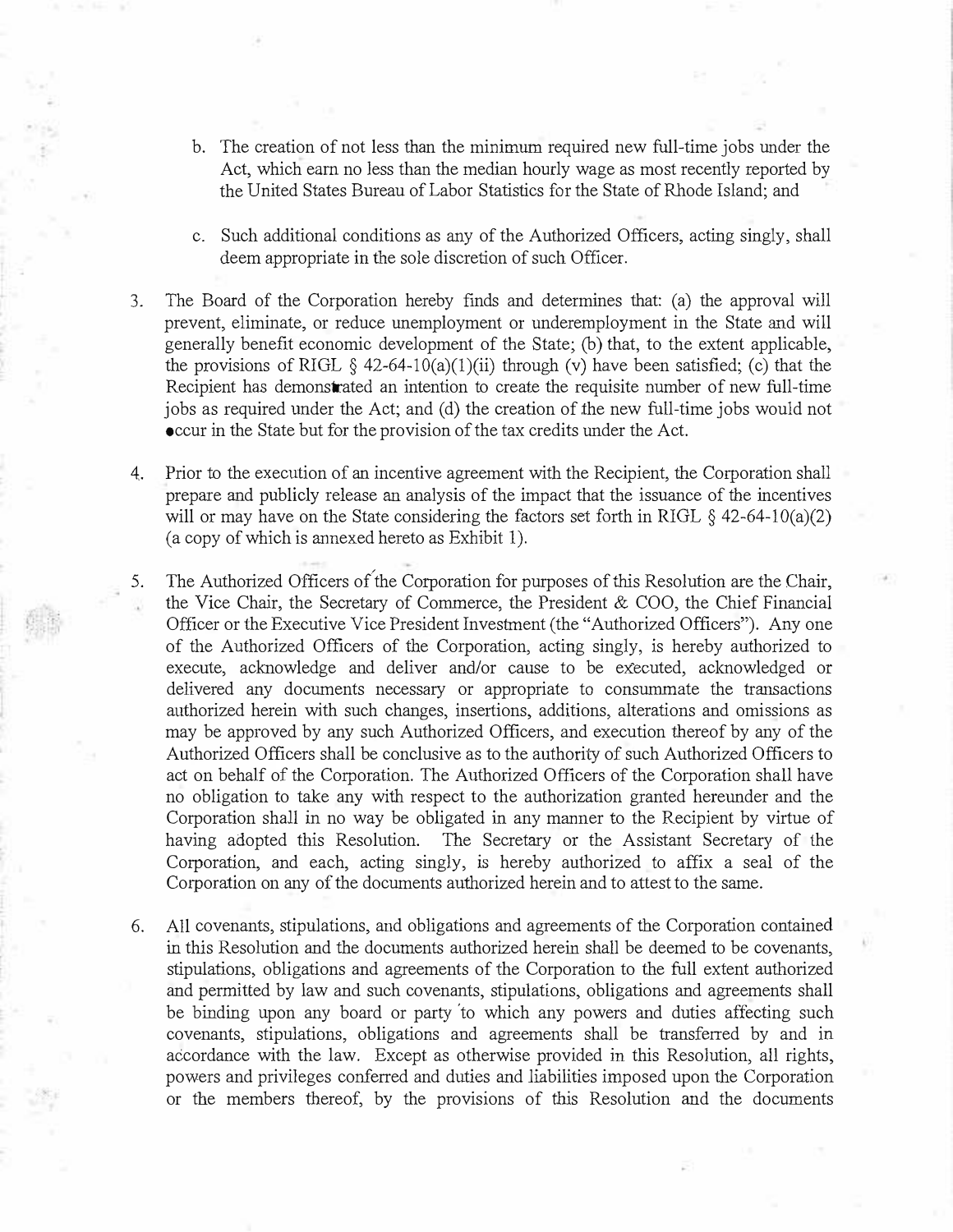b. The creation of not less than the minimum required new full-time jobs under the Act, which earn no less than the median hourly wage as most recently reported by the United States Bureau of Labor Statistics for the State of Rhode Island; and

c. Such additional conditions as any of the Authorized Officers, acting singly, shall deem appropriate in the sole discretion of such Officer.

3. The Board of the Corporation hereby finds and determines that: (a) the approval will prevent, eliminate, or reduce unemployment or underemployment in the State and will generally benefit economic development of the State; (b) that, to the extent applicable, the provisions of RIGL § 42-64-10(a)(1)(ii) through (v) have been satisfied; (c) that the Recipient has demonstrated an intention to create the requisite number of new full-time jobs as required under the Act; and (d) the creation of the new full-time jobs would not occur in the State but for the provision of the tax credits under the Act.

4. Prior to the execution of an incentive agreement with the Recipient, the Corporation shall prepare and publicly release an analysis of the impact that the issuance of the incentives will or may have on the State considering the factors set forth in RIGL § 42-64-10(a)(2) (a copy of which is annexed hereto as Exhibit 1).

5. The Authorized Officers of the Corporation for purposes of this Resolution are the Chair, the Vice Chair, the Secretary of Commerce, the President & COO, the Chief Financial Officer or the Executive Vice President Investment (the "Authorized Officers"). Any one of the Authorized Officers of the Corporation, acting singly, is hereby authorized to execute, acknowledge and deliver and/or cause to be executed, acknowledged or delivered any documents necessary or appropriate to consummate the transactions authorized herein with such changes, insertions, additions, alterations and omissions as may be approved by any such Authorized Officers, and execution thereof by any of the Authorized Officers shall be conclusive as to the authority of such Authorized Officers to act on behalf of the Corporation. The Authorized Officers of the Corporation shall have no obligation to take any with respect to the authorization granted hereunder and the Corporation shall in no way be obligated in any manner to the Recipient by virtue of having adopted this Resolution. The Secretary or the Assistant Secretary of the Corporation, and each, acting singly, is hereby authorized to affix a seal of the Corporation on any of the documents authorized herein and to attest to the same.

6. All covenants, stipulations, and obligations and agreements of the Corporation contained in this Resolution and the documents authorized herein shall be deemed to be covenants, stipulations, obligations and agreements of the Corporation to the full extent authorized and permitted by law and such covenants, stipulations, obligations and agreements shall be binding upon any board or party to which any powers and duties affecting such covenants, stipulations, obligations and agreements shall be transferred by and in accordance with the law. Except as otherwise provided in this Resolution, all rights, powers and privileges conferred and duties and liabilities imposed upon the Corporation or the members thereof, by the provisions of this Resolution and the documents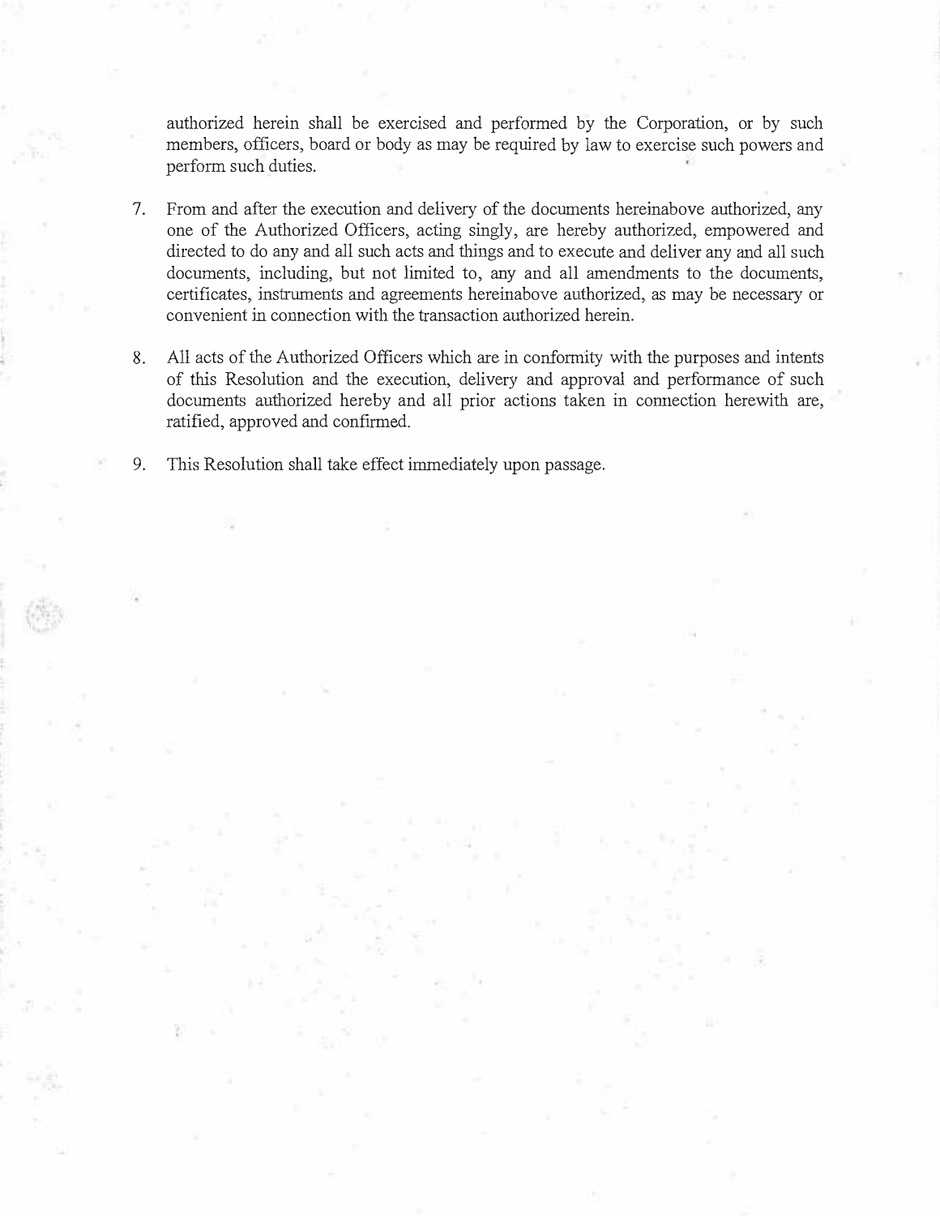authorized herein shall be exercised and performed by the Corporation, or by such members, officers, board or body as may be required by law to exercise such powers and perform such duties.

7. From and after the execution and delivery of the documents hereinabove authorized, any one of the Authorized Officers, acting singly, are hereby authorized, empowered and directed to do any and all such acts and things and to execute and deliver any and all such documents, including, but not limited to, any and all amendments to the documents, certificates, instruments and agreements hereinabove authorized, as may be necessary or convenient in connection with the transaction authorized herein.

8. All acts of the Authorized Officers which are in conformity with the purposes and intents of this Resolution and the execution, delivery and approval and performance of such documents authorized hereby and all prior actions taken in connection herewith are, ratified, approved and confirmed.

9. This Resolution shall take effect immediately upon passage.